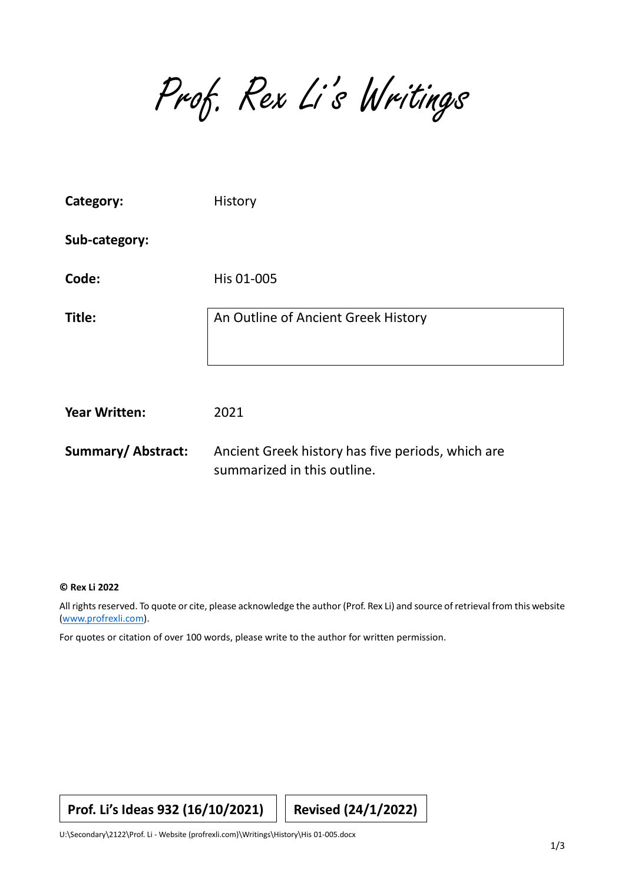# Prof. Rex Li's Writings

| | |
|---|---|
| **Category:** | History |
| **Sub-category:** | |
| **Code:** | His 01-005 |
| **Title:** | An Outline of Ancient Greek History |
| **Year Written:** | 2021 |
| **Summary/ Abstract:** | Ancient Greek history has five periods, which are summarized in this outline. |

**© Rex Li 2022**

All rights reserved. To quote or cite, please acknowledge the author (Prof. Rex Li) and source of retrieval from this website (www.profrexli.com).

For quotes or citation of over 100 words, please write to the author for written permission.

**Prof. Li's Ideas 932 (16/10/2021)** **Revised (24/1/2022)**

U:\Secondary\2122\Prof. Li - Website (profrexli.com)\Writings\History\His 01-005.docx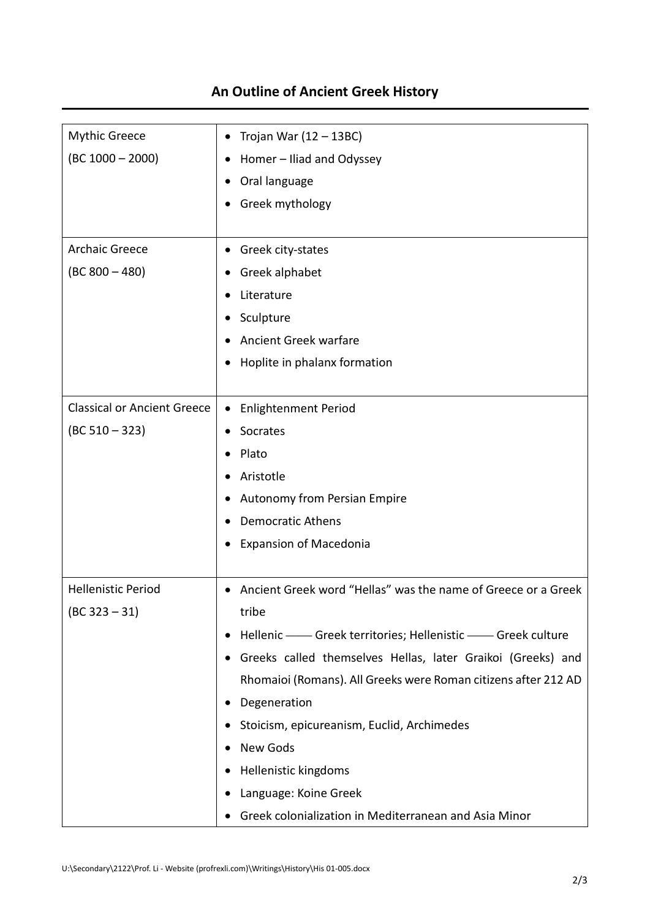## An Outline of Ancient Greek History

| | |
|---|---|
| Mythic Greece (BC 1000 – 2000) | • Trojan War (12 – 13BC)<br>• Homer – Iliad and Odyssey<br>• Oral language<br>• Greek mythology |
| Archaic Greece (BC 800 – 480) | • Greek city-states<br>• Greek alphabet<br>• Literature<br>• Sculpture<br>• Ancient Greek warfare<br>• Hoplite in phalanx formation |
| Classical or Ancient Greece (BC 510 – 323) | • Enlightenment Period<br>• Socrates<br>• Plato<br>• Aristotle<br>• Autonomy from Persian Empire<br>• Democratic Athens<br>• Expansion of Macedonia |
| Hellenistic Period (BC 323 – 31) | • Ancient Greek word "Hellas" was the name of Greece or a Greek tribe<br>• Hellenic —— Greek territories; Hellenistic —— Greek culture<br>• Greeks called themselves Hellas, later Graikoi (Greeks) and Rhomaioi (Romans). All Greeks were Roman citizens after 212 AD<br>• Degeneration<br>• Stoicism, epicureanism, Euclid, Archimedes<br>• New Gods<br>• Hellenistic kingdoms<br>• Language: Koine Greek<br>• Greek colonialization in Mediterranean and Asia Minor |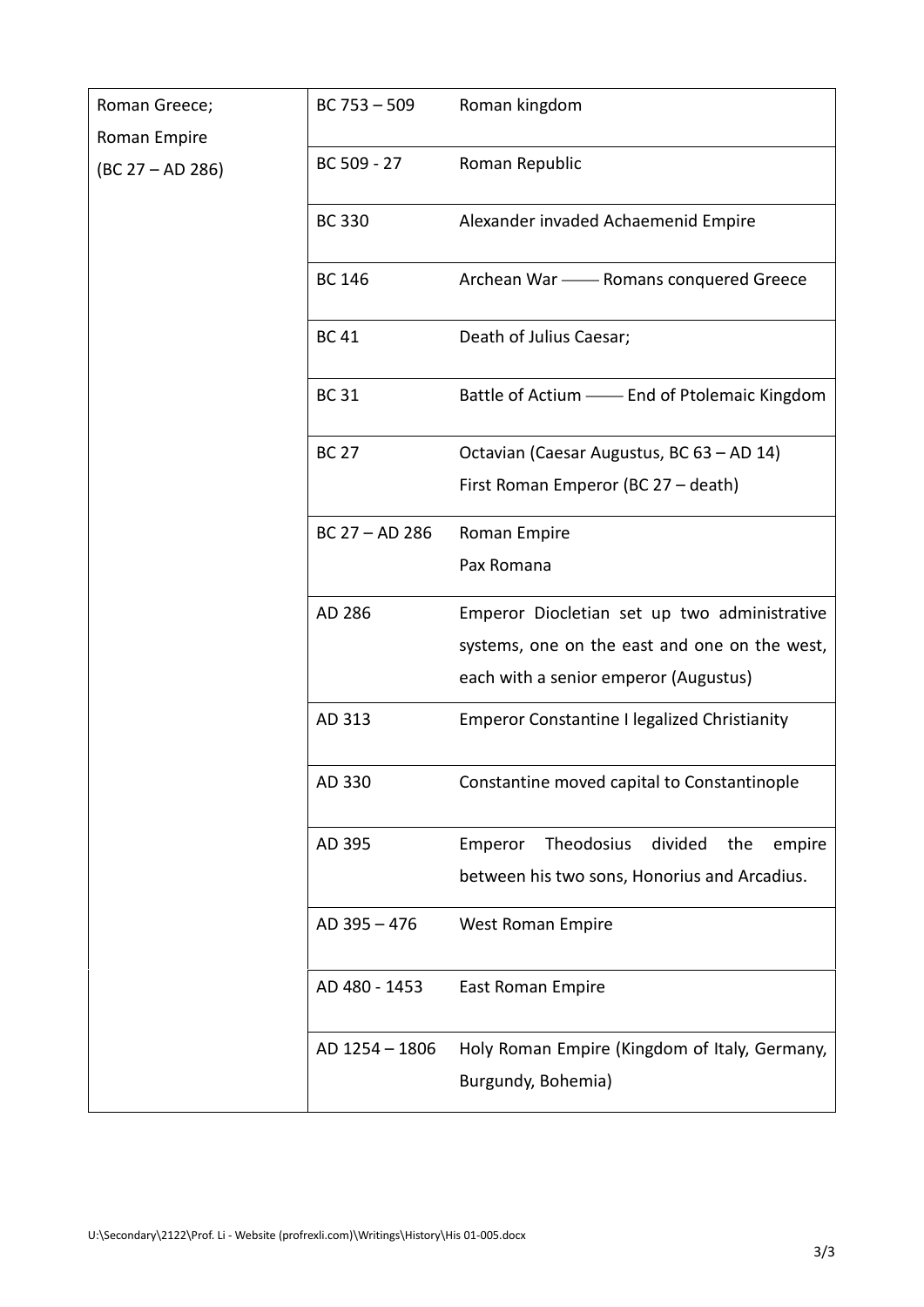| | | |
|---|---|---|
| Roman Greece; Roman Empire (BC 27 – AD 286) | BC 753 – 509 | Roman kingdom |
| | BC 509 - 27 | Roman Republic |
| | BC 330 | Alexander invaded Achaemenid Empire |
| | BC 146 | Archean War —— Romans conquered Greece |
| | BC 41 | Death of Julius Caesar; |
| | BC 31 | Battle of Actium —— End of Ptolemaic Kingdom |
| | BC 27 | Octavian (Caesar Augustus, BC 63 – AD 14) First Roman Emperor (BC 27 – death) |
| | BC 27 – AD 286 | Roman Empire Pax Romana |
| | AD 286 | Emperor Diocletian set up two administrative systems, one on the east and one on the west, each with a senior emperor (Augustus) |
| | AD 313 | Emperor Constantine I legalized Christianity |
| | AD 330 | Constantine moved capital to Constantinople |
| | AD 395 | Emperor Theodosius divided the empire between his two sons, Honorius and Arcadius. |
| | AD 395 – 476 | West Roman Empire |
| | AD 480 - 1453 | East Roman Empire |
| | AD 1254 – 1806 | Holy Roman Empire (Kingdom of Italy, Germany, Burgundy, Bohemia) |

U:\Secondary\2122\Prof. Li - Website (profrexli.com)\Writings\History\His 01-005.docx